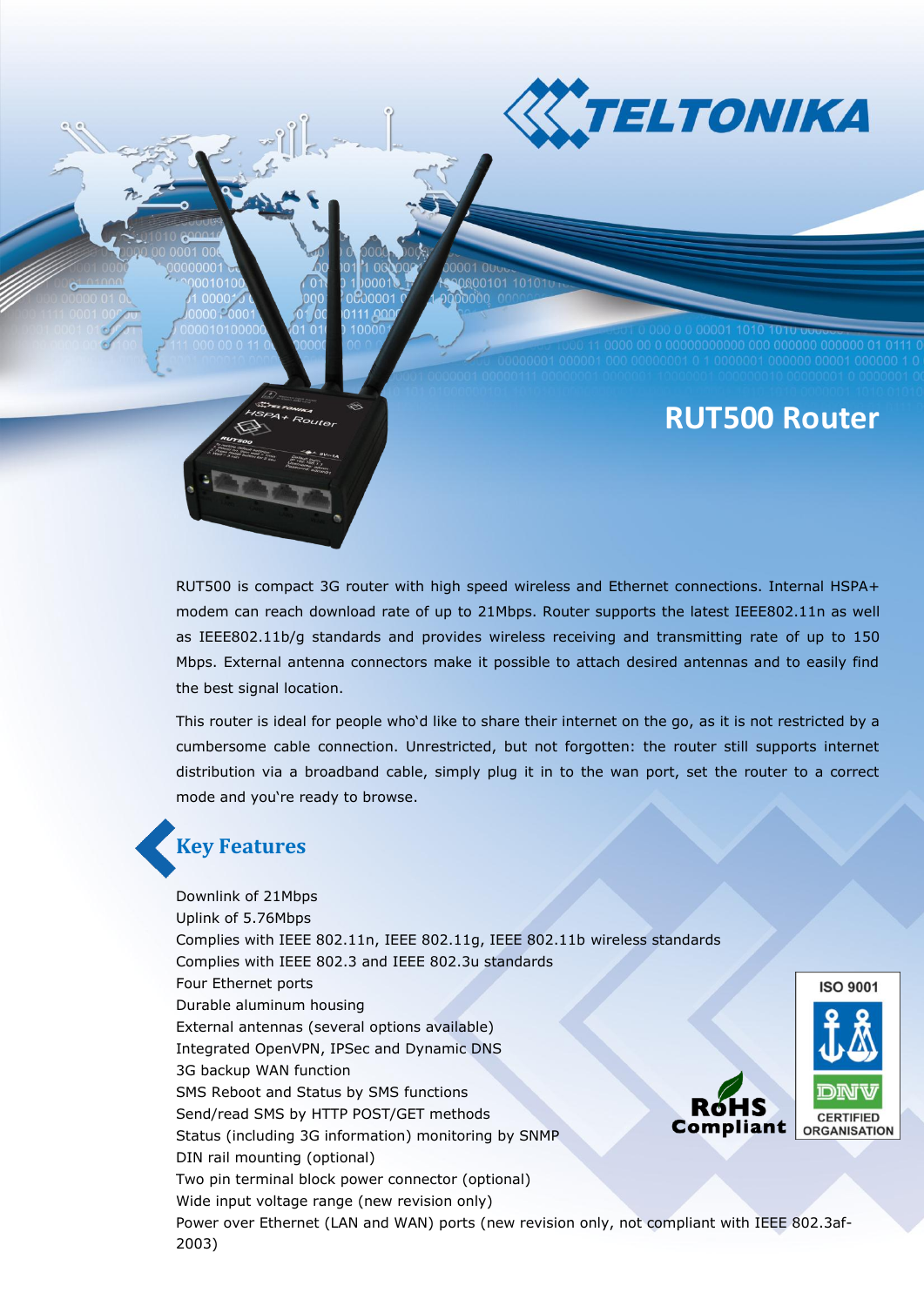# RUT500 Router

RUT500 is compact 3G router with high speed wireless and Ethernet connections. Internal HSPA+ modem can reach download rate of up to 21Mbps. Router supports the latest IEEE802.11n as well as IEEE802.11b/g standards and provides wireless receiving and transmitting rate of up to 150 Mbps. External antenna connectors make it possible to attach desired antennas and to easily find the best signal location.

This router is ideal for people who'd like to share their internet on the go, as it is not restricted by a cumbersome cable connection. Unrestricted, but not forgotten: the router still supports internet distribution via a broadband cable, simply plug it in to the wan port, set the router to a correct mode and you're ready to browse.

## Key Features

Downlink of 21Mbps
Uplink of 5.76Mbps
Complies with IEEE 802.11n, IEEE 802.11g, IEEE 802.11b wireless standards
Complies with IEEE 802.3 and IEEE 802.3u standards
Four Ethernet ports
Durable aluminum housing
External antennas (several options available)
Integrated OpenVPN, IPSec and Dynamic DNS
3G backup WAN function
SMS Reboot and Status by SMS functions
Send/read SMS by HTTP POST/GET methods
Status (including 3G information) monitoring by SNMP
DIN rail mounting (optional)
Two pin terminal block power connector (optional)
Wide input voltage range (new revision only)
Power over Ethernet (LAN and WAN) ports (new revision only, not compliant with IEEE 802.3af-2003)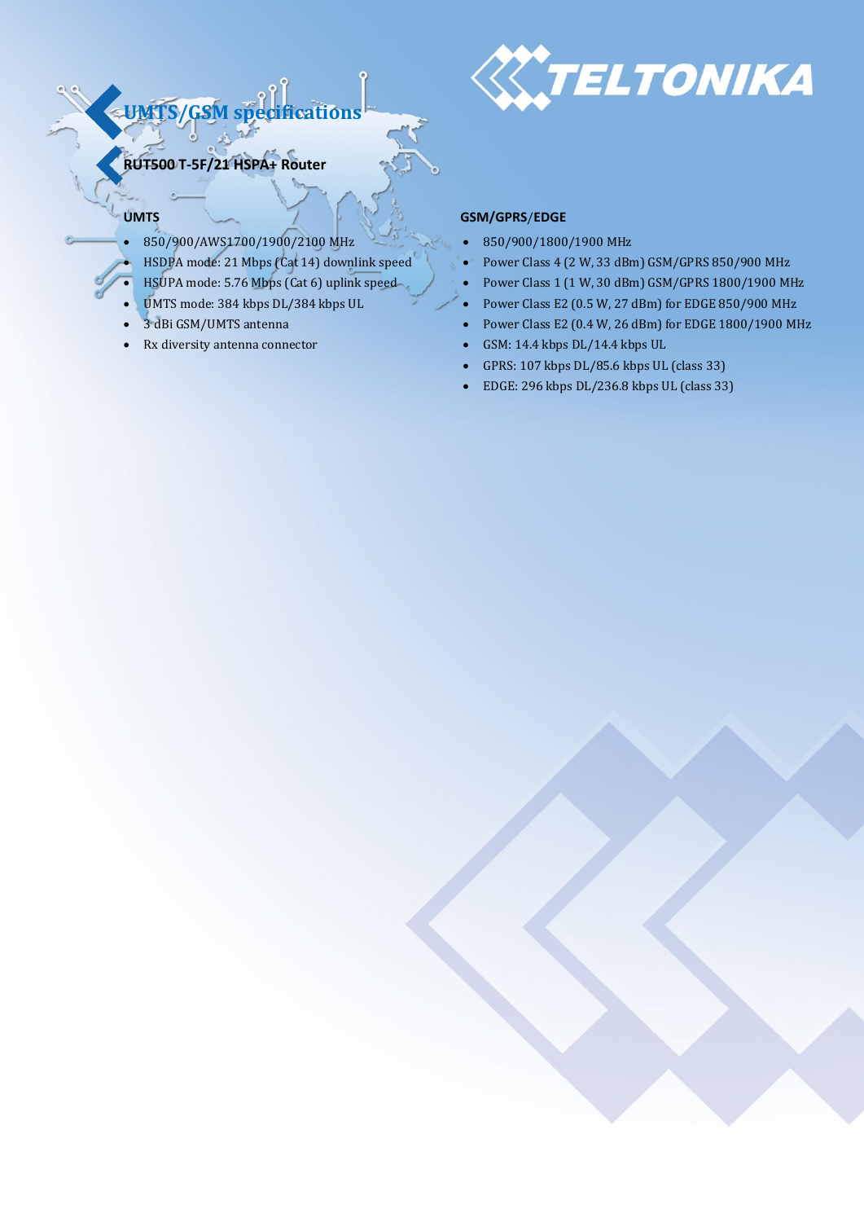# UMTS/GSM specifications

## RUT500 T-5F/21 HSPA+ Router

### UMTS

- 850/900/AWS1700/1900/2100 MHz
- HSDPA mode: 21 Mbps (Cat 14) downlink speed
- HSUPA mode: 5.76 Mbps (Cat 6) uplink speed
- UMTS mode: 384 kbps DL/384 kbps UL
- 3 dBi GSM/UMTS antenna
- Rx diversity antenna connector

### GSM/GPRS/EDGE

- 850/900/1800/1900 MHz
- Power Class 4 (2 W, 33 dBm) GSM/GPRS 850/900 MHz
- Power Class 1 (1 W, 30 dBm) GSM/GPRS 1800/1900 MHz
- Power Class E2 (0.5 W, 27 dBm) for EDGE 850/900 MHz
- Power Class E2 (0.4 W, 26 dBm) for EDGE 1800/1900 MHz
- GSM: 14.4 kbps DL/14.4 kbps UL
- GPRS: 107 kbps DL/85.6 kbps UL (class 33)
- EDGE: 296 kbps DL/236.8 kbps UL (class 33)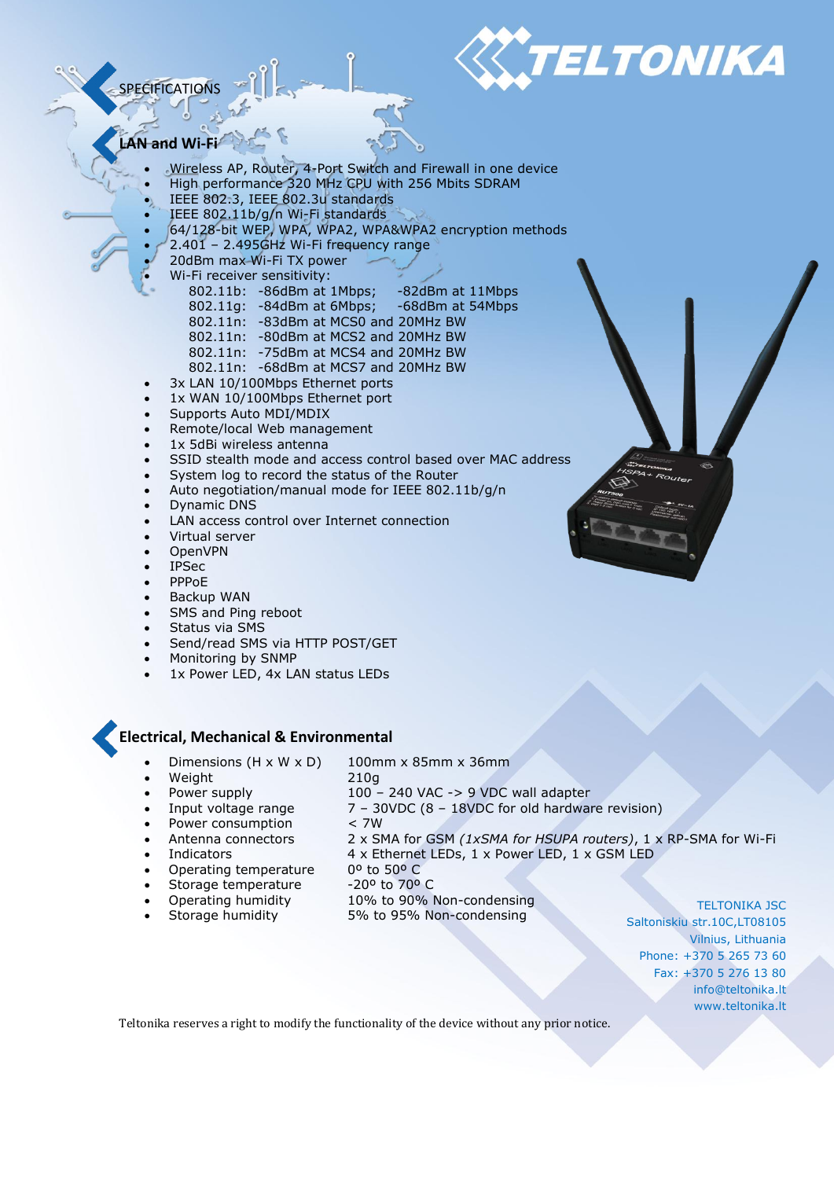# SPECIFICATIONS

## LAN and Wi-Fi

- Wireless AP, Router, 4-Port Switch and Firewall in one device
- High performance 320 MHz CPU with 256 Mbits SDRAM
- IEEE 802.3, IEEE 802.3u standards
- IEEE 802.11b/g/n Wi-Fi standards
- 64/128-bit WEP, WPA, WPA2, WPA&WPA2 encryption methods
- 2.401 – 2.495GHz Wi-Fi frequency range
- 20dBm max Wi-Fi TX power
- Wi-Fi receiver sensitivity:
  - 802.11b: -86dBm at 1Mbps; -82dBm at 11Mbps
  - 802.11g: -84dBm at 6Mbps; -68dBm at 54Mbps
  - 802.11n: -83dBm at MCS0 and 20MHz BW
  - 802.11n: -80dBm at MCS2 and 20MHz BW
  - 802.11n: -75dBm at MCS4 and 20MHz BW
  - 802.11n: -68dBm at MCS7 and 20MHz BW
- 3x LAN 10/100Mbps Ethernet ports
- 1x WAN 10/100Mbps Ethernet port
- Supports Auto MDI/MDIX
- Remote/local Web management
- 1x 5dBi wireless antenna
- SSID stealth mode and access control based over MAC address
- System log to record the status of the Router
- Auto negotiation/manual mode for IEEE 802.11b/g/n
- Dynamic DNS
- LAN access control over Internet connection
- Virtual server
- OpenVPN
- IPSec
- PPPoE
- Backup WAN
- SMS and Ping reboot
- Status via SMS
- Send/read SMS via HTTP POST/GET
- Monitoring by SNMP
- 1x Power LED, 4x LAN status LEDs

## Electrical, Mechanical & Environmental

| | |
|---|---|
| Dimensions (H x W x D) | 100mm x 85mm x 36mm |
| Weight | 210g |
| Power supply | 100 – 240 VAC -> 9 VDC wall adapter |
| Input voltage range | 7 – 30VDC (8 – 18VDC for old hardware revision) |
| Power consumption | < 7W |
| Antenna connectors | 2 x SMA for GSM *(1xSMA for HSUPA routers)*, 1 x RP-SMA for Wi-Fi |
| Indicators | 4 x Ethernet LEDs, 1 x Power LED, 1 x GSM LED |
| Operating temperature | 0º to 50º C |
| Storage temperature | -20º to 70º C |
| Operating humidity | 10% to 90% Non-condensing |
| Storage humidity | 5% to 95% Non-condensing |

TELTONIKA JSC
Saltoniskiu str.10C,LT08105
Vilnius, Lithuania
Phone: +370 5 265 73 60
Fax: +370 5 276 13 80
info@teltonika.lt
www.teltonika.lt

Teltonika reserves a right to modify the functionality of the device without any prior notice.